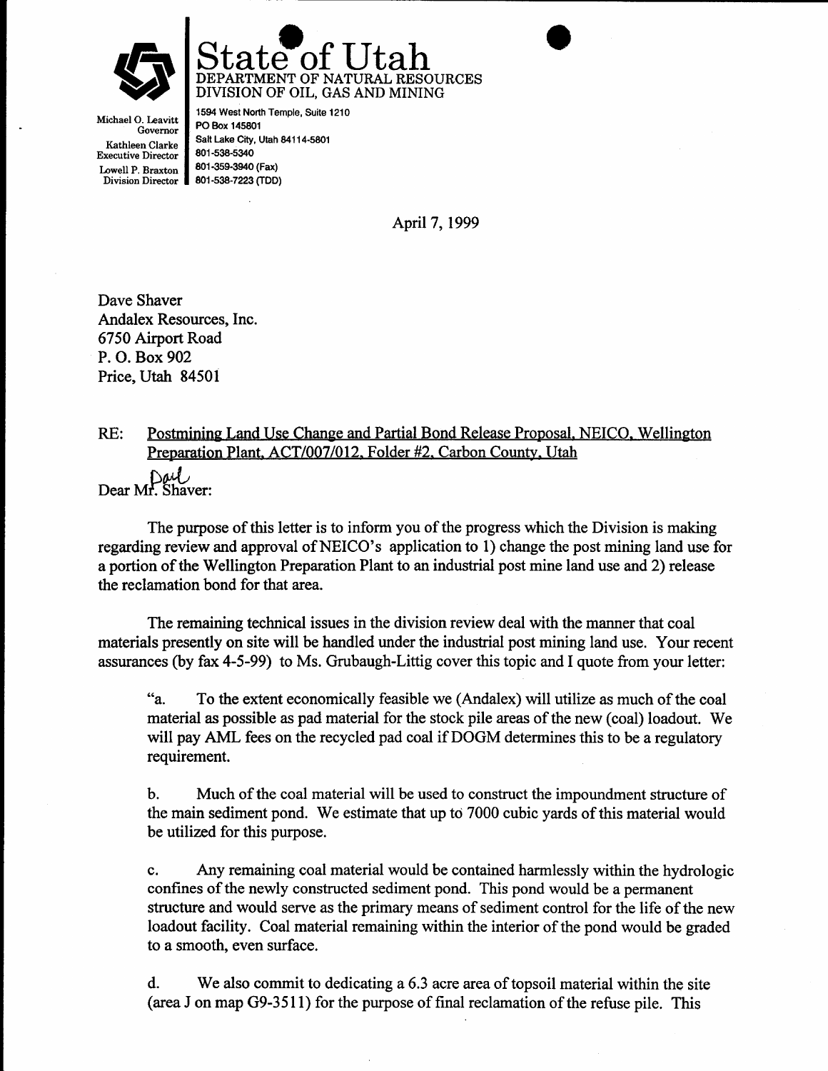# State of Utah

DEPARTMENT OF NATURAL RESOURCES
DIVISION OF OIL, GAS AND MINING

Michael O. Leavitt
Governor
Kathleen Clarke
Executive Director
Lowell P. Braxton
Division Director

1594 West North Temple, Suite 1210
PO Box 145801
Salt Lake City, Utah 84114-5801
801-538-5340
801-359-3940 (Fax)
801-538-7223 (TDD)

April 7, 1999

Dave Shaver
Andalex Resources, Inc.
6750 Airport Road
P. O. Box 902
Price, Utah 84501

RE: Postmining Land Use Change and Partial Bond Release Proposal, NEICO, Wellington Preparation Plant, ACT/007/012, Folder #2, Carbon County, Utah

Dear Mr. Shaver: (handwritten: Paul)

The purpose of this letter is to inform you of the progress which the Division is making regarding review and approval of NEICO's application to 1) change the post mining land use for a portion of the Wellington Preparation Plant to an industrial post mine land use and 2) release the reclamation bond for that area.

The remaining technical issues in the division review deal with the manner that coal materials presently on site will be handled under the industrial post mining land use. Your recent assurances (by fax 4-5-99) to Ms. Grubaugh-Littig cover this topic and I quote from your letter:

> "a. To the extent economically feasible we (Andalex) will utilize as much of the coal material as possible as pad material for the stock pile areas of the new (coal) loadout. We will pay AML fees on the recycled pad coal if DOGM determines this to be a regulatory requirement.
>
> b. Much of the coal material will be used to construct the impoundment structure of the main sediment pond. We estimate that up to 7000 cubic yards of this material would be utilized for this purpose.
>
> c. Any remaining coal material would be contained harmlessly within the hydrologic confines of the newly constructed sediment pond. This pond would be a permanent structure and would serve as the primary means of sediment control for the life of the new loadout facility. Coal material remaining within the interior of the pond would be graded to a smooth, even surface.
>
> d. We also commit to dedicating a 6.3 acre area of topsoil material within the site (area J on map G9-3511) for the purpose of final reclamation of the refuse pile. This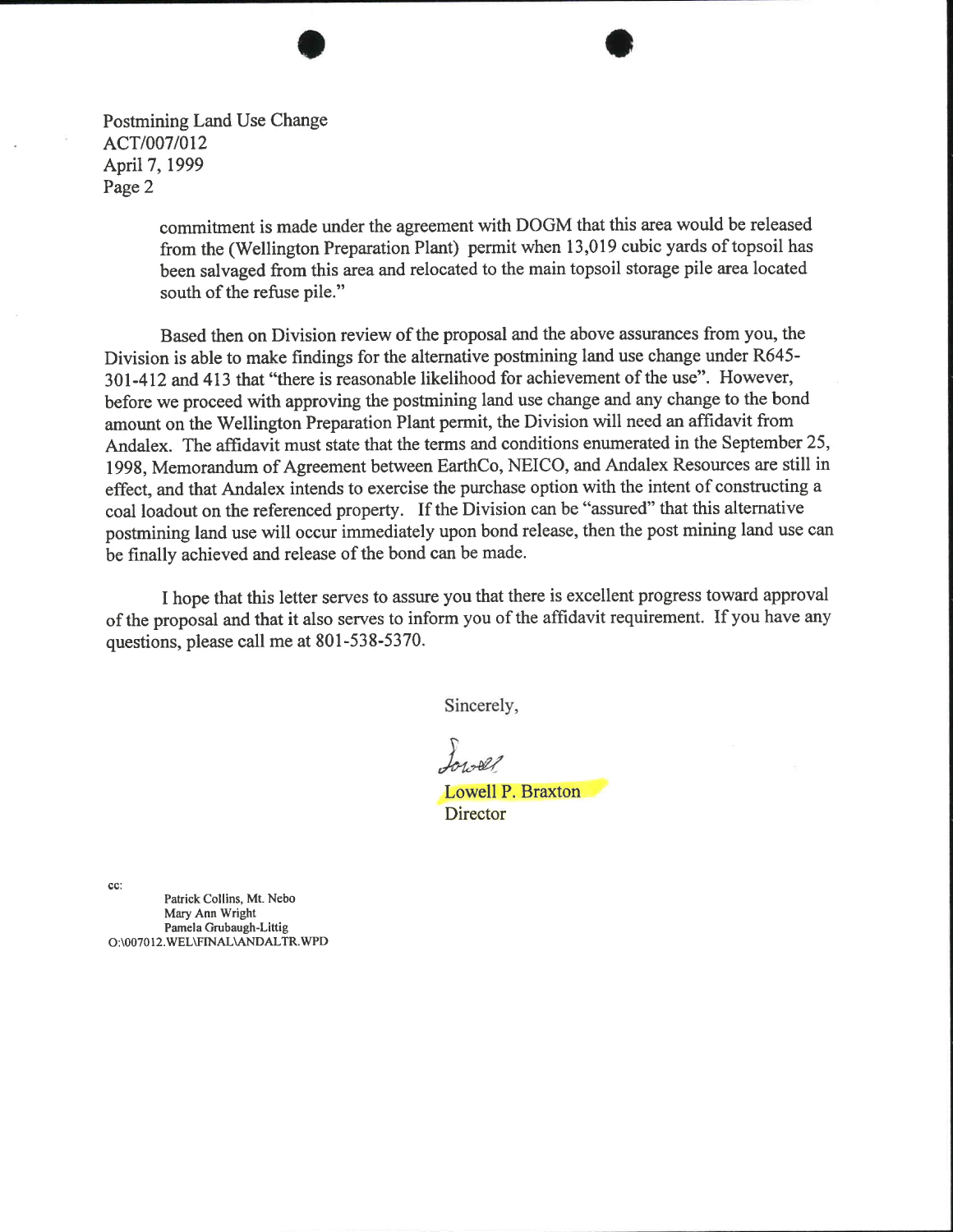Postmining Land Use Change
ACT/007/012
April 7, 1999
Page 2

> commitment is made under the agreement with DOGM that this area would be released from the (Wellington Preparation Plant) permit when 13,019 cubic yards of topsoil has been salvaged from this area and relocated to the main topsoil storage pile area located south of the refuse pile."

Based then on Division review of the proposal and the above assurances from you, the Division is able to make findings for the alternative postmining land use change under R645-301-412 and 413 that "there is reasonable likelihood for achievement of the use". However, before we proceed with approving the postmining land use change and any change to the bond amount on the Wellington Preparation Plant permit, the Division will need an affidavit from Andalex. The affidavit must state that the terms and conditions enumerated in the September 25, 1998, Memorandum of Agreement between EarthCo, NEICO, and Andalex Resources are still in effect, and that Andalex intends to exercise the purchase option with the intent of constructing a coal loadout on the referenced property. If the Division can be "assured" that this alternative postmining land use will occur immediately upon bond release, then the post mining land use can be finally achieved and release of the bond can be made.

I hope that this letter serves to assure you that there is excellent progress toward approval of the proposal and that it also serves to inform you of the affidavit requirement. If you have any questions, please call me at 801-538-5370.

Sincerely,

Lowell P. Braxton
Director

cc:
Patrick Collins, Mt. Nebo
Mary Ann Wright
Pamela Grubaugh-Littig
O:\007012.WEL\FINAL\ANDALTR.WPD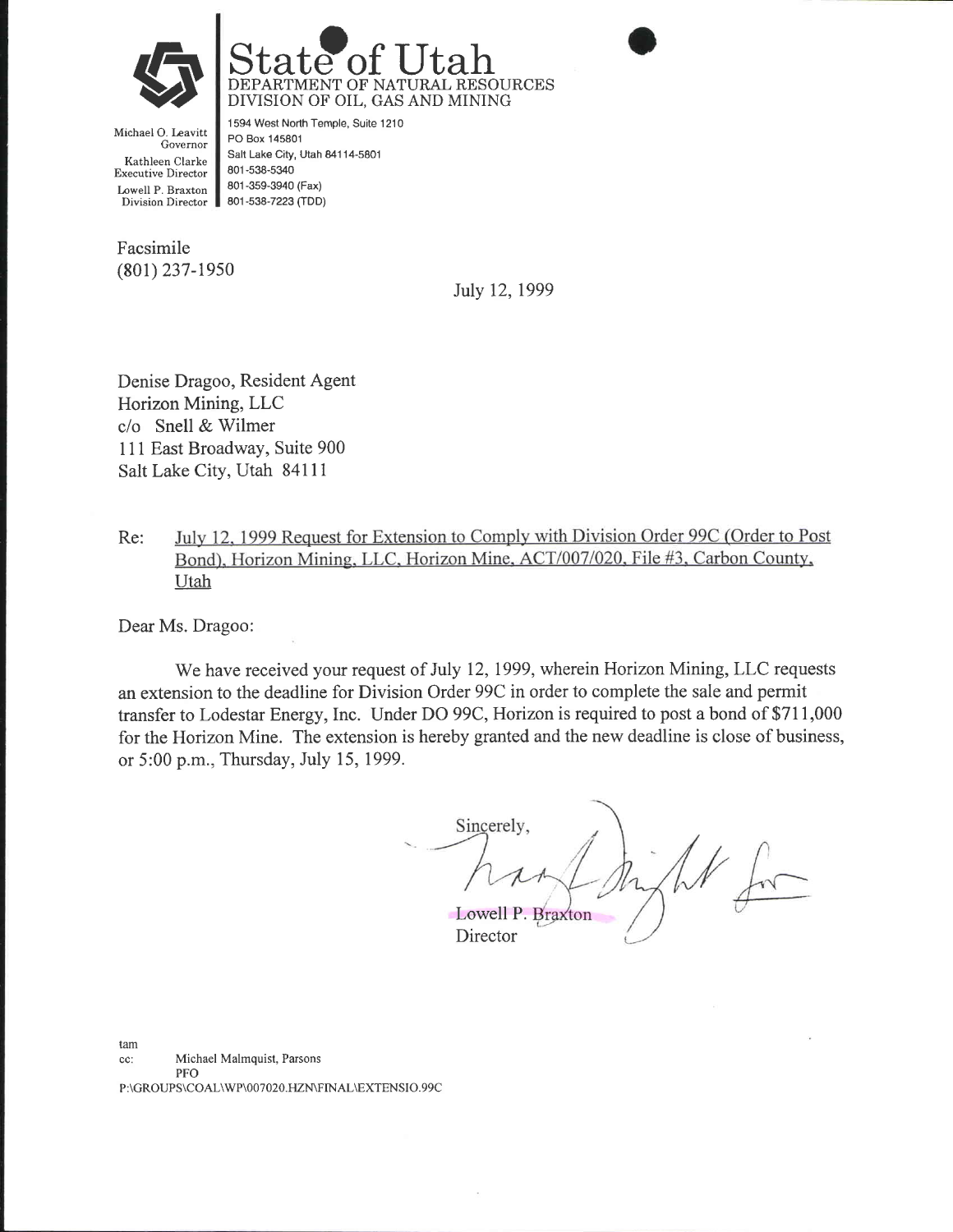# State of Utah

DEPARTMENT OF NATURAL RESOURCES
DIVISION OF OIL, GAS AND MINING

Michael O. Leavitt
Governor
Kathleen Clarke
Executive Director
Lowell P. Braxton
Division Director

1594 West North Temple, Suite 1210
PO Box 145801
Salt Lake City, Utah 84114-5801
801-538-5340
801-359-3940 (Fax)
801-538-7223 (TDD)

Facsimile
(801) 237-1950

July 12, 1999

Denise Dragoo, Resident Agent
Horizon Mining, LLC
c/o Snell & Wilmer
111 East Broadway, Suite 900
Salt Lake City, Utah 84111

Re: July 12, 1999 Request for Extension to Comply with Division Order 99C (Order to Post Bond), Horizon Mining, LLC, Horizon Mine, ACT/007/020, File #3, Carbon County, Utah

Dear Ms. Dragoo:

We have received your request of July 12, 1999, wherein Horizon Mining, LLC requests an extension to the deadline for Division Order 99C in order to complete the sale and permit transfer to Lodestar Energy, Inc. Under DO 99C, Horizon is required to post a bond of $711,000 for the Horizon Mine. The extension is hereby granted and the new deadline is close of business, or 5:00 p.m., Thursday, July 15, 1999.

Sincerely,

Lowell P. Braxton
Director

tam
cc: Michael Malmquist, Parsons
PFO
P:\GROUPS\COAL\WP\007020.HZN\FINAL\EXTENSIO.99C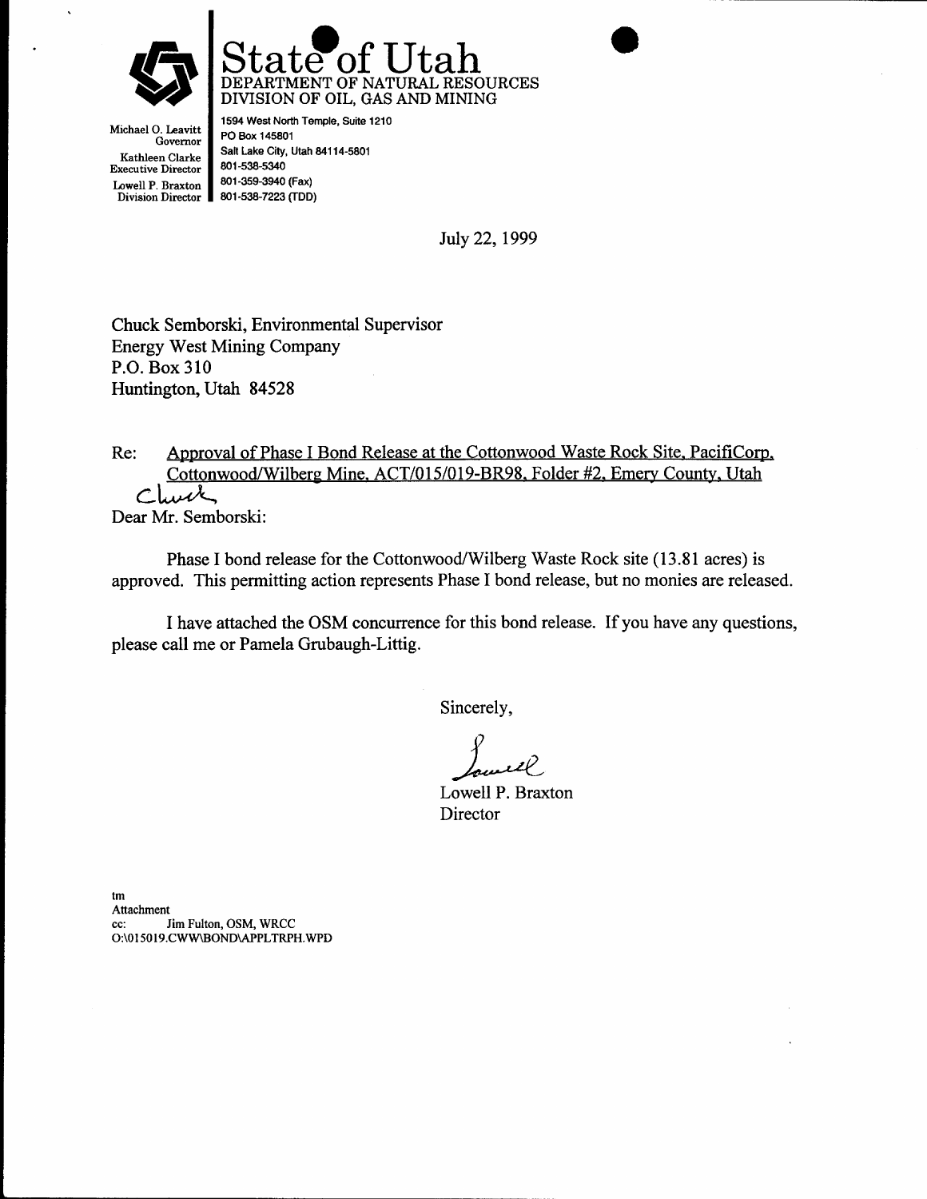# State of Utah

DEPARTMENT OF NATURAL RESOURCES
DIVISION OF OIL, GAS AND MINING

Michael O. Leavitt
Governor
Kathleen Clarke
Executive Director
Lowell P. Braxton
Division Director

1594 West North Temple, Suite 1210
PO Box 145801
Salt Lake City, Utah 84114-5801
801-538-5340
801-359-3940 (Fax)
801-538-7223 (TDD)

July 22, 1999

Chuck Semborski, Environmental Supervisor
Energy West Mining Company
P.O. Box 310
Huntington, Utah 84528

Re: Approval of Phase I Bond Release at the Cottonwood Waste Rock Site, PacifiCorp, Cottonwood/Wilberg Mine, ACT/015/019-BR98, Folder #2, Emery County, Utah

Chuck

Dear Mr. Semborski:

Phase I bond release for the Cottonwood/Wilberg Waste Rock site (13.81 acres) is approved. This permitting action represents Phase I bond release, but no monies are released.

I have attached the OSM concurrence for this bond release. If you have any questions, please call me or Pamela Grubaugh-Littig.

Sincerely,

Lowell

Lowell P. Braxton
Director

tm
Attachment
cc: Jim Fulton, OSM, WRCC
O:\015019.CWW\BOND\APPLTRPH.WPD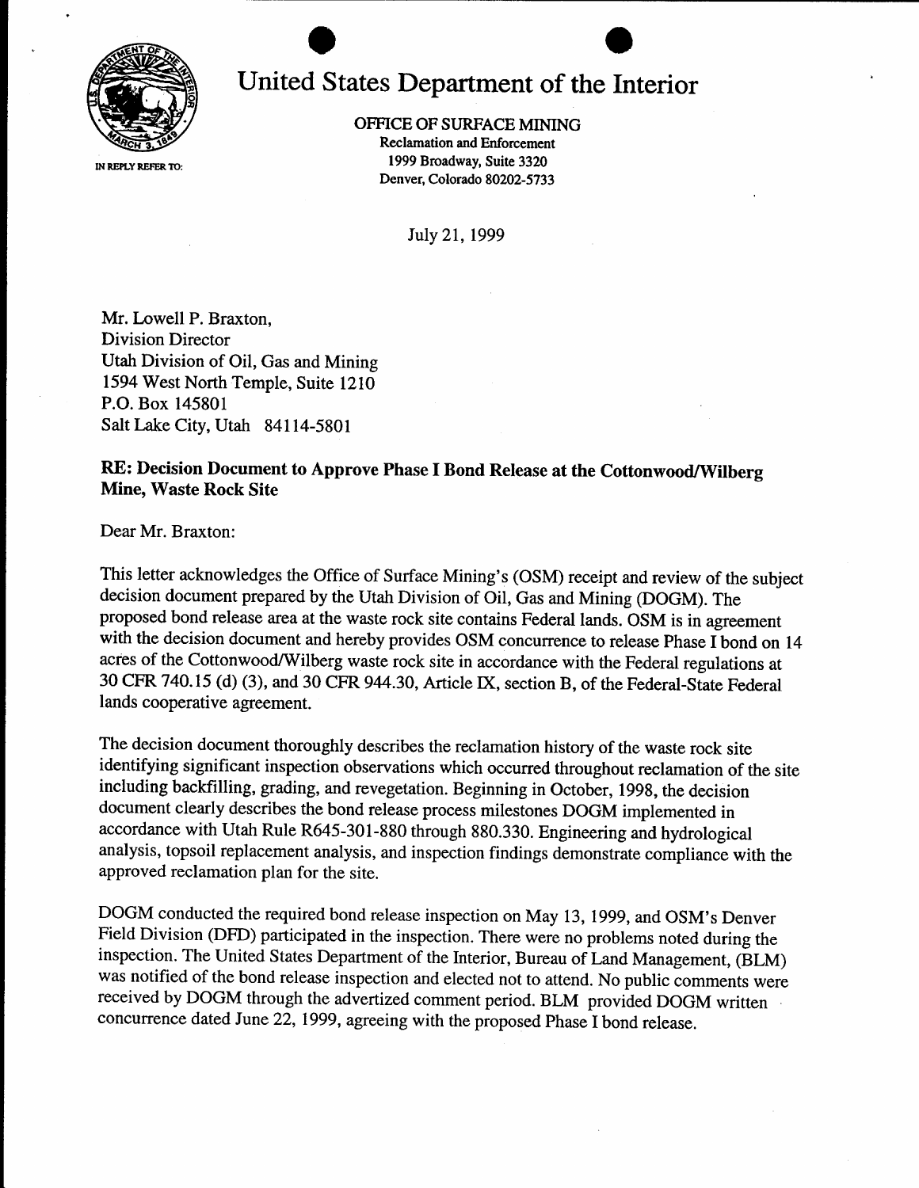# United States Department of the Interior

OFFICE OF SURFACE MINING
Reclamation and Enforcement
1999 Broadway, Suite 3320
Denver, Colorado 80202-5733

IN REPLY REFER TO:

July 21, 1999

Mr. Lowell P. Braxton,
Division Director
Utah Division of Oil, Gas and Mining
1594 West North Temple, Suite 1210
P.O. Box 145801
Salt Lake City, Utah 84114-5801

**RE: Decision Document to Approve Phase I Bond Release at the Cottonwood/Wilberg Mine, Waste Rock Site**

Dear Mr. Braxton:

This letter acknowledges the Office of Surface Mining's (OSM) receipt and review of the subject decision document prepared by the Utah Division of Oil, Gas and Mining (DOGM). The proposed bond release area at the waste rock site contains Federal lands. OSM is in agreement with the decision document and hereby provides OSM concurrence to release Phase I bond on 14 acres of the Cottonwood/Wilberg waste rock site in accordance with the Federal regulations at 30 CFR 740.15 (d) (3), and 30 CFR 944.30, Article IX, section B, of the Federal-State Federal lands cooperative agreement.

The decision document thoroughly describes the reclamation history of the waste rock site identifying significant inspection observations which occurred throughout reclamation of the site including backfilling, grading, and revegetation. Beginning in October, 1998, the decision document clearly describes the bond release process milestones DOGM implemented in accordance with Utah Rule R645-301-880 through 880.330. Engineering and hydrological analysis, topsoil replacement analysis, and inspection findings demonstrate compliance with the approved reclamation plan for the site.

DOGM conducted the required bond release inspection on May 13, 1999, and OSM's Denver Field Division (DFD) participated in the inspection. There were no problems noted during the inspection. The United States Department of the Interior, Bureau of Land Management, (BLM) was notified of the bond release inspection and elected not to attend. No public comments were received by DOGM through the advertized comment period. BLM provided DOGM written concurrence dated June 22, 1999, agreeing with the proposed Phase I bond release.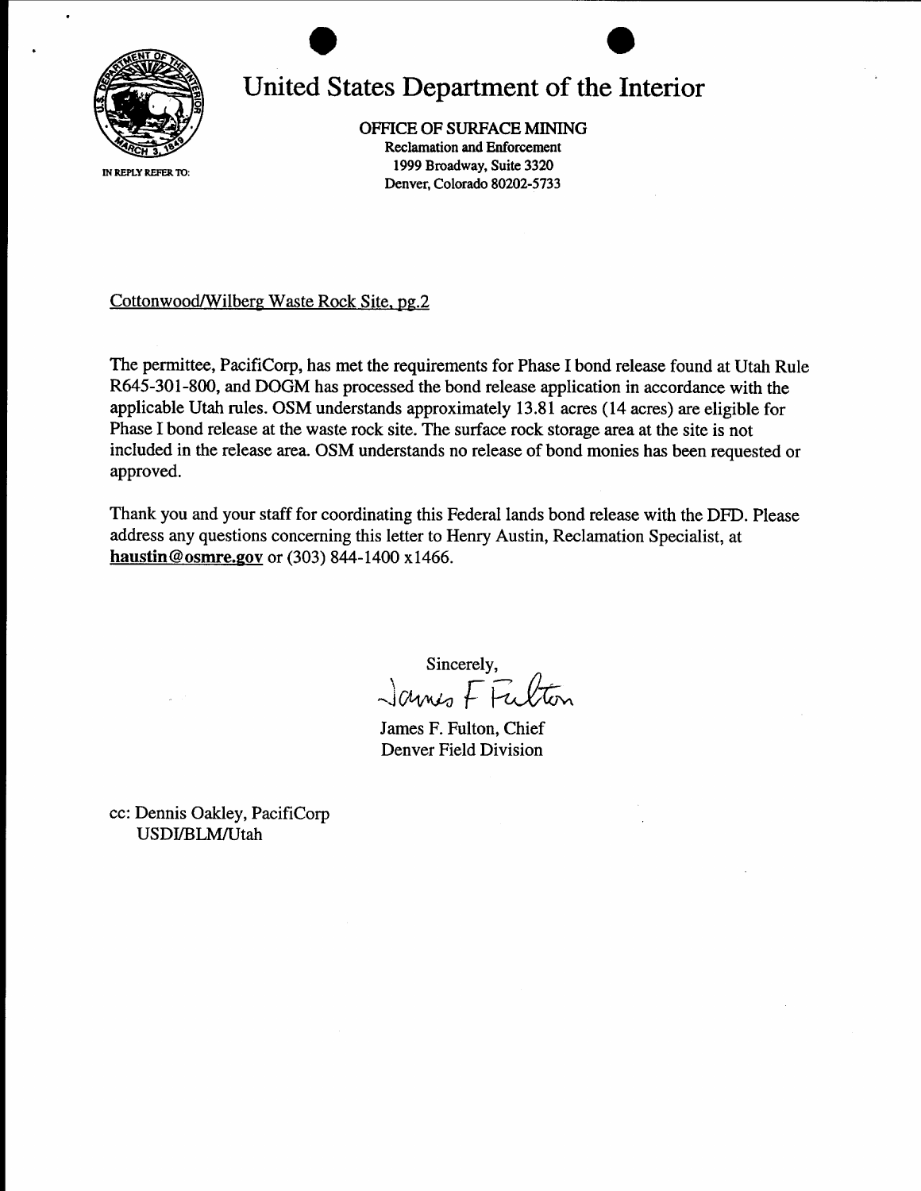# United States Department of the Interior

OFFICE OF SURFACE MINING
Reclamation and Enforcement
1999 Broadway, Suite 3320
Denver, Colorado 80202-5733

IN REPLY REFER TO:

Cottonwood/Wilberg Waste Rock Site, pg.2

The permittee, PacifiCorp, has met the requirements for Phase I bond release found at Utah Rule R645-301-800, and DOGM has processed the bond release application in accordance with the applicable Utah rules. OSM understands approximately 13.81 acres (14 acres) are eligible for Phase I bond release at the waste rock site. The surface rock storage area at the site is not included in the release area. OSM understands no release of bond monies has been requested or approved.

Thank you and your staff for coordinating this Federal lands bond release with the DFD. Please address any questions concerning this letter to Henry Austin, Reclamation Specialist, at **haustin@osmre.gov** or (303) 844-1400 x1466.

Sincerely,

James F Fulton

James F. Fulton, Chief
Denver Field Division

cc: Dennis Oakley, PacifiCorp
USDI/BLM/Utah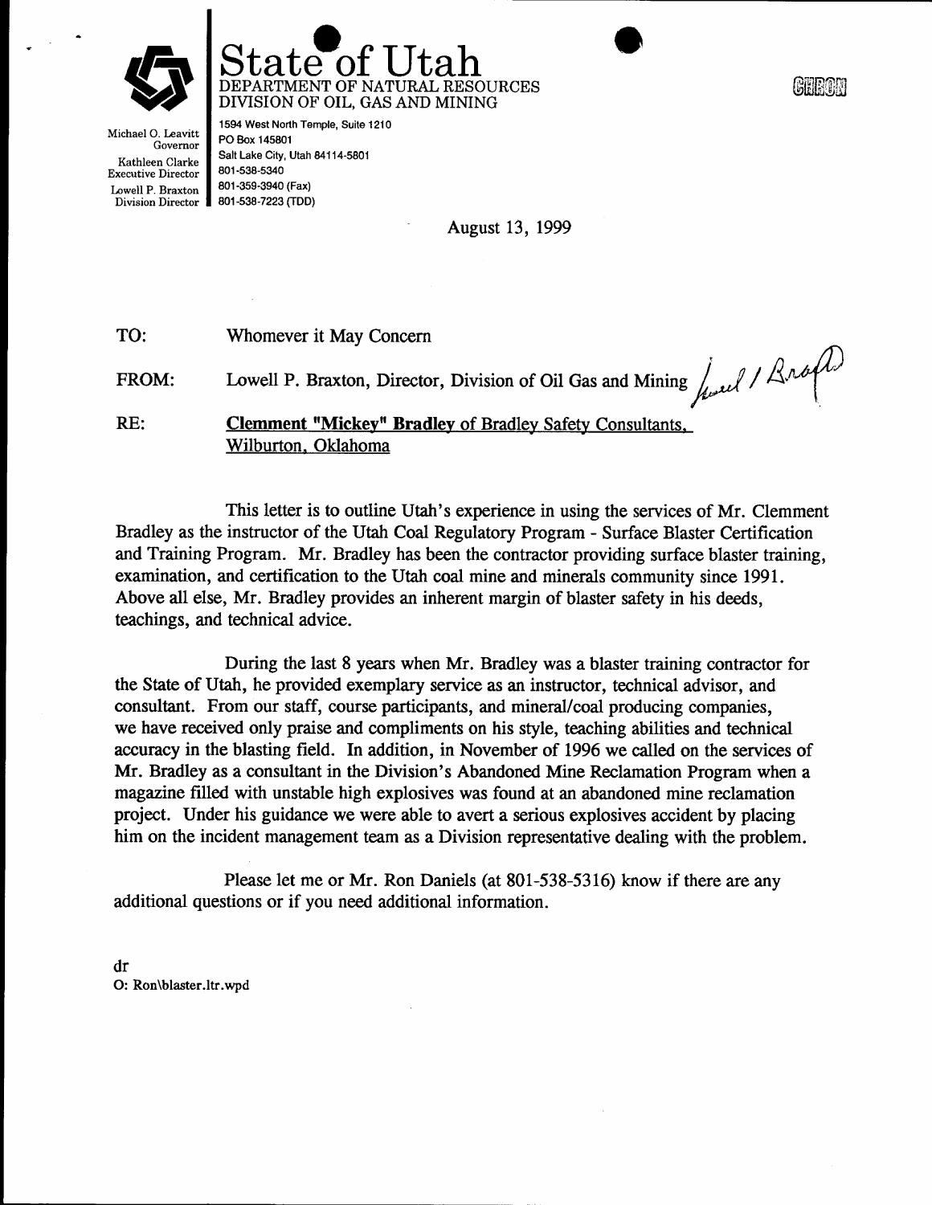# State of Utah

DEPARTMENT OF NATURAL RESOURCES
DIVISION OF OIL, GAS AND MINING

Michael O. Leavitt
Governor
Kathleen Clarke
Executive Director
Lowell P. Braxton
Division Director

1594 West North Temple, Suite 1210
PO Box 145801
Salt Lake City, Utah 84114-5801
801-538-5340
801-359-3940 (Fax)
801-538-7223 (TDD)

CHRON

August 13, 1999

TO: Whomever it May Concern

FROM: Lowell P. Braxton, Director, Division of Oil Gas and Mining *Lowell Braxton*

RE: **Clemment "Mickey" Bradley of Bradley Safety Consultants, Wilburton, Oklahoma**

This letter is to outline Utah's experience in using the services of Mr. Clemment Bradley as the instructor of the Utah Coal Regulatory Program - Surface Blaster Certification and Training Program. Mr. Bradley has been the contractor providing surface blaster training, examination, and certification to the Utah coal mine and minerals community since 1991. Above all else, Mr. Bradley provides an inherent margin of blaster safety in his deeds, teachings, and technical advice.

During the last 8 years when Mr. Bradley was a blaster training contractor for the State of Utah, he provided exemplary service as an instructor, technical advisor, and consultant. From our staff, course participants, and mineral/coal producing companies, we have received only praise and compliments on his style, teaching abilities and technical accuracy in the blasting field. In addition, in November of 1996 we called on the services of Mr. Bradley as a consultant in the Division's Abandoned Mine Reclamation Program when a magazine filled with unstable high explosives was found at an abandoned mine reclamation project. Under his guidance we were able to avert a serious explosives accident by placing him on the incident management team as a Division representative dealing with the problem.

Please let me or Mr. Ron Daniels (at 801-538-5316) know if there are any additional questions or if you need additional information.

dr
O: Ron\blaster.ltr.wpd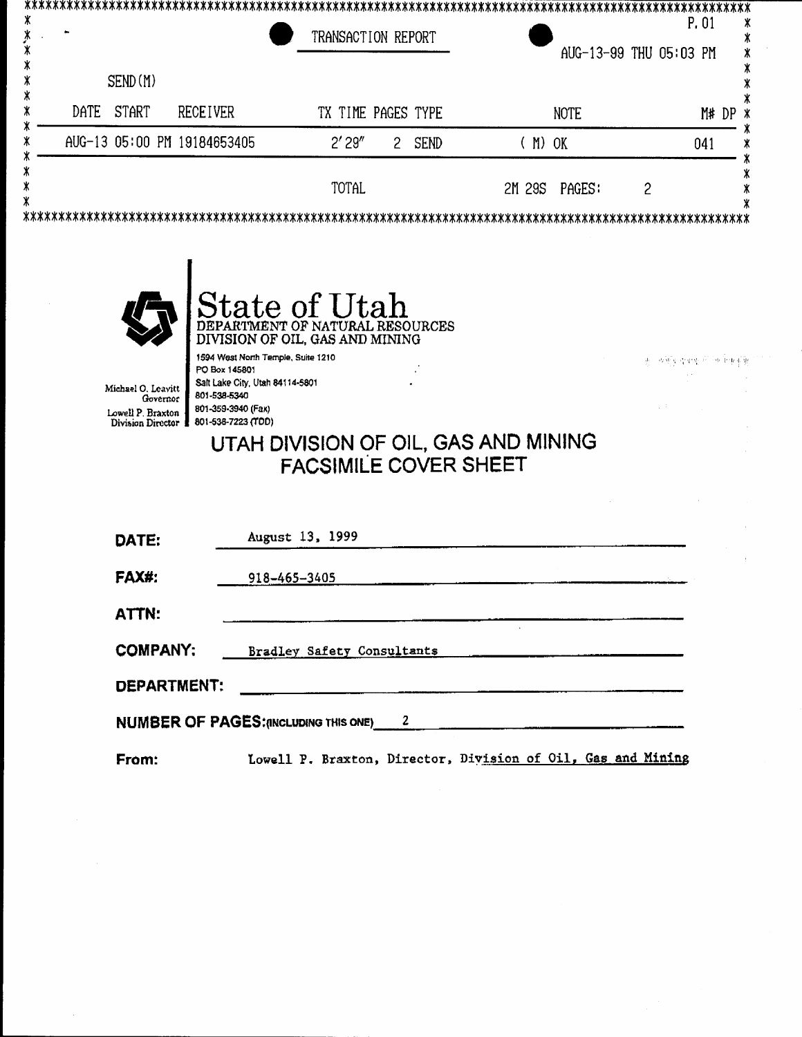TRANSACTION REPORT

P.01

AUG-13-99 THU 05:03 PM

SEND(M)

| DATE | START | RECEIVER | TX TIME | PAGES | TYPE | NOTE | M# | DP |
|---|---|---|---|---|---|---|---|---|
| AUG-13 | 05:00 PM | 19184653405 | 2'29" | 2 | SEND | ( M) OK | 041 | |
| | | | TOTAL | | | 2M 29S PAGES: 2 | | |

# State of Utah
DEPARTMENT OF NATURAL RESOURCES
DIVISION OF OIL, GAS AND MINING

Michael O. Leavitt
Governor
Lowell P. Braxton
Division Director

1594 West North Temple, Suite 1210
PO Box 145801
Salt Lake City, Utah 84114-5801
801-538-5340
801-359-3940 (Fax)
801-538-7223 (TDD)

## UTAH DIVISION OF OIL, GAS AND MINING FACSIMILE COVER SHEET

**DATE:** August 13, 1999

**FAX#:** 918-465-3405

**ATTN:**

**COMPANY:** Bradley Safety Consultants

**DEPARTMENT:**

**NUMBER OF PAGES:(INCLUDING THIS ONE)** 2

**From:** Lowell P. Braxton, Director, Division of Oil, Gas and Mining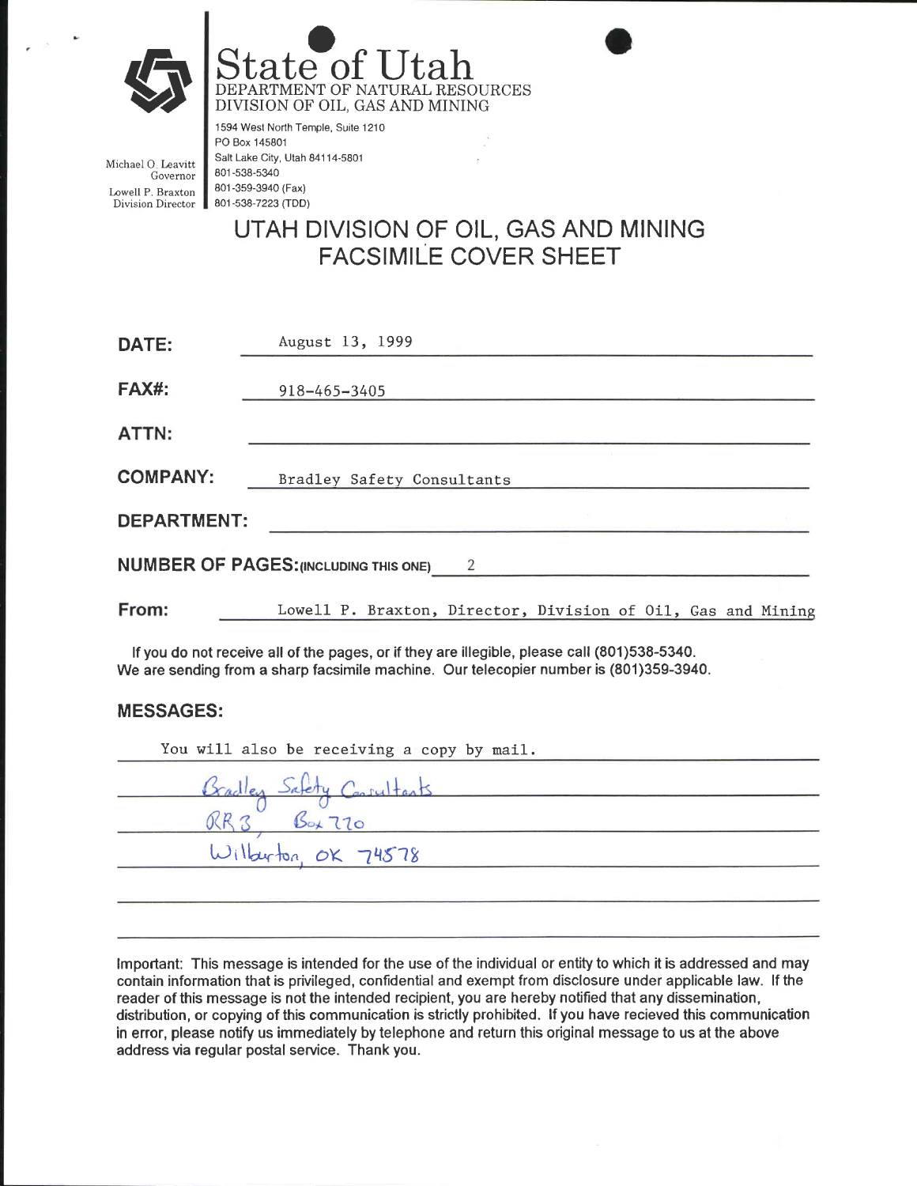# State of Utah

DEPARTMENT OF NATURAL RESOURCES
DIVISION OF OIL, GAS AND MINING

Michael O. Leavitt
Governor

Lowell P. Braxton
Division Director

1594 West North Temple, Suite 1210
PO Box 145801
Salt Lake City, Utah 84114-5801
801-538-5340
801-359-3940 (Fax)
801-538-7223 (TDD)

## UTAH DIVISION OF OIL, GAS AND MINING FACSIMILE COVER SHEET

**DATE:** August 13, 1999

**FAX#:** 918-465-3405

**ATTN:**

**COMPANY:** Bradley Safety Consultants

**DEPARTMENT:**

**NUMBER OF PAGES:** (INCLUDING THIS ONE) 2

**From:** Lowell P. Braxton, Director, Division of Oil, Gas and Mining

If you do not receive all of the pages, or if they are illegible, please call (801)538-5340.
We are sending from a sharp facsimile machine. Our telecopier number is (801)359-3940.

**MESSAGES:**

You will also be receiving a copy by mail.

Bradley Safety Consultants
RR 3, Box 770
Wilburton, OK 74578

Important: This message is intended for the use of the individual or entity to which it is addressed and may contain information that is privileged, confidential and exempt from disclosure under applicable law. If the reader of this message is not the intended recipient, you are hereby notified that any dissemination, distribution, or copying of this communication is strictly prohibited. If you have recieved this communication in error, please notify us immediately by telephone and return this original message to us at the above address via regular postal service. Thank you.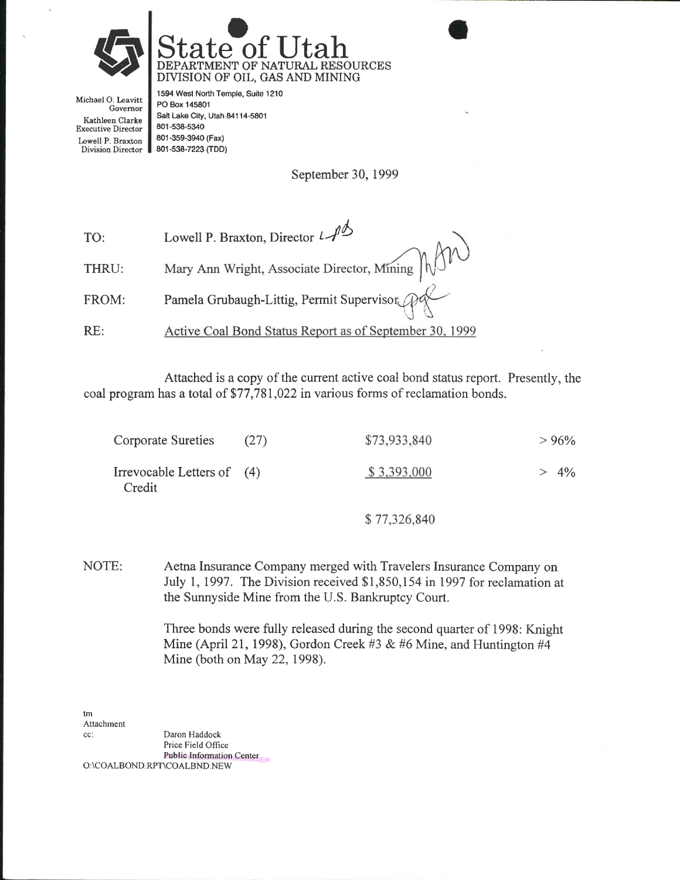# State of Utah

DEPARTMENT OF NATURAL RESOURCES
DIVISION OF OIL, GAS AND MINING

Michael O. Leavitt
Governor
Kathleen Clarke
Executive Director
Lowell P. Braxton
Division Director

1594 West North Temple, Suite 1210
PO Box 145801
Salt Lake City, Utah 84114-5801
801-538-5340
801-359-3940 (Fax)
801-538-7223 (TDD)

September 30, 1999

TO: Lowell P. Braxton, Director LPB

THRU: Mary Ann Wright, Associate Director, Mining MAW

FROM: Pamela Grubaugh-Littig, Permit Supervisor PGL

RE: Active Coal Bond Status Report as of September 30, 1999

Attached is a copy of the current active coal bond status report. Presently, the coal program has a total of $77,781,022 in various forms of reclamation bonds.

| | | | |
|---|---|---|---|
| Corporate Sureties | (27) | $73,933,840 | > 96% |
| Irrevocable Letters of Credit | (4) | $ 3,393,000 | > 4% |
| | | $ 77,326,840 | |

NOTE: Aetna Insurance Company merged with Travelers Insurance Company on July 1, 1997. The Division received $1,850,154 in 1997 for reclamation at the Sunnyside Mine from the U.S. Bankruptcy Court.

Three bonds were fully released during the second quarter of 1998: Knight Mine (April 21, 1998), Gordon Creek #3 & #6 Mine, and Huntington #4 Mine (both on May 22, 1998).

tm
Attachment
cc: Daron Haddock
Price Field Office
Public Information Center
O:\COALBOND.RPT\COALBND.NEW